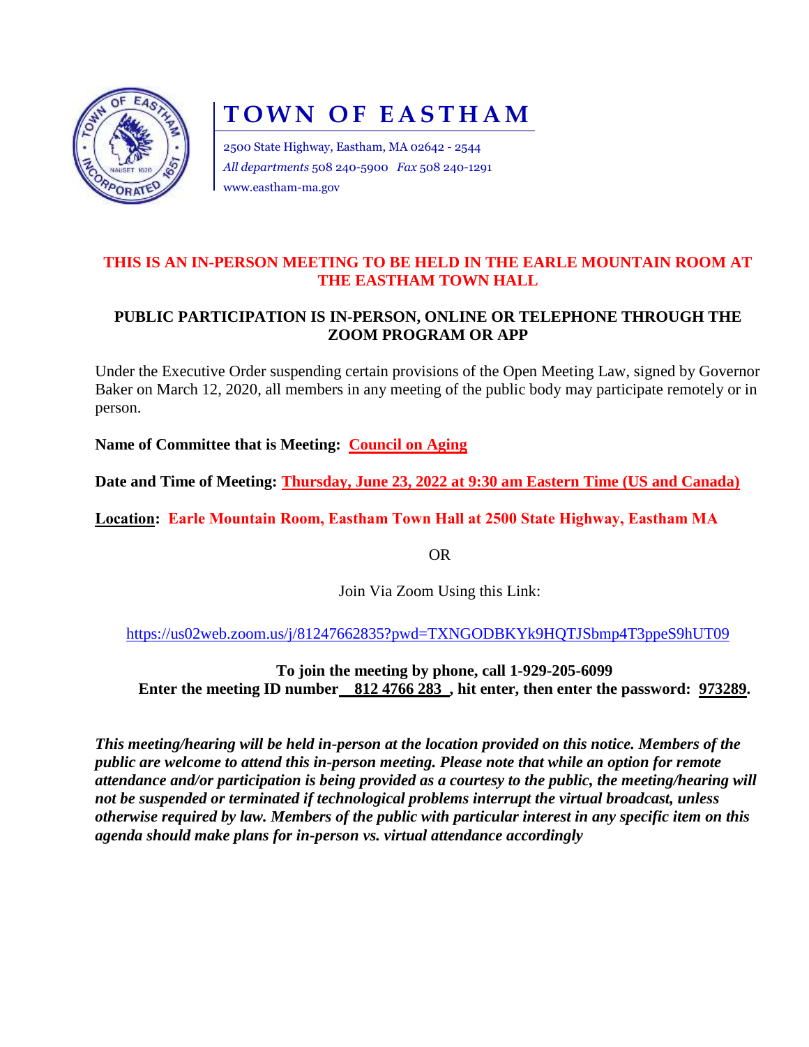# TOWN OF EASTHAM

2500 State Highway, Eastham, MA 02642 - 2544
*All departments* 508 240-5900 *Fax* 508 240-1291
www.eastham-ma.gov

**THIS IS AN IN-PERSON MEETING TO BE HELD IN THE EARLE MOUNTAIN ROOM AT THE EASTHAM TOWN HALL**

**PUBLIC PARTICIPATION IS IN-PERSON, ONLINE OR TELEPHONE THROUGH THE ZOOM PROGRAM OR APP**

Under the Executive Order suspending certain provisions of the Open Meeting Law, signed by Governor Baker on March 12, 2020, all members in any meeting of the public body may participate remotely or in person.

**Name of Committee that is Meeting: Council on Aging**

**Date and Time of Meeting: Thursday, June 23, 2022 at 9:30 am Eastern Time (US and Canada)**

**Location: Earle Mountain Room, Eastham Town Hall at 2500 State Highway, Eastham MA**

OR

Join Via Zoom Using this Link:

https://us02web.zoom.us/j/81247662835?pwd=TXNGODBKYk9HQTJSbmp4T3ppeS9hUT09

**To join the meeting by phone, call 1-929-205-6099**
**Enter the meeting ID number 812 4766 283, hit enter, then enter the password: 973289.**

***This meeting/hearing will be held in-person at the location provided on this notice. Members of the public are welcome to attend this in-person meeting. Please note that while an option for remote attendance and/or participation is being provided as a courtesy to the public, the meeting/hearing will not be suspended or terminated if technological problems interrupt the virtual broadcast, unless otherwise required by law. Members of the public with particular interest in any specific item on this agenda should make plans for in-person vs. virtual attendance accordingly***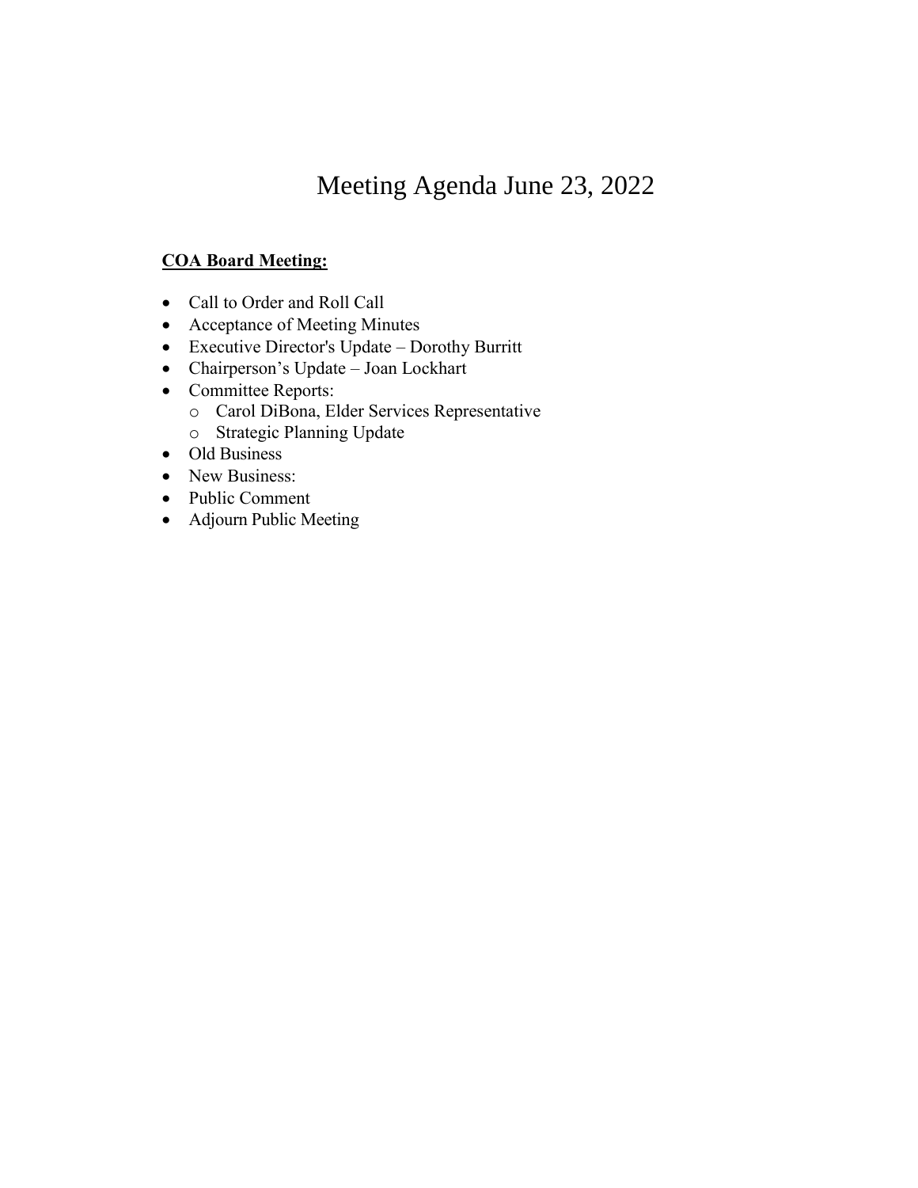# Meeting Agenda June 23, 2022

**COA Board Meeting:**

- Call to Order and Roll Call
- Acceptance of Meeting Minutes
- Executive Director's Update – Dorothy Burritt
- Chairperson's Update – Joan Lockhart
- Committee Reports:
  - Carol DiBona, Elder Services Representative
  - Strategic Planning Update
- Old Business
- New Business:
- Public Comment
- Adjourn Public Meeting